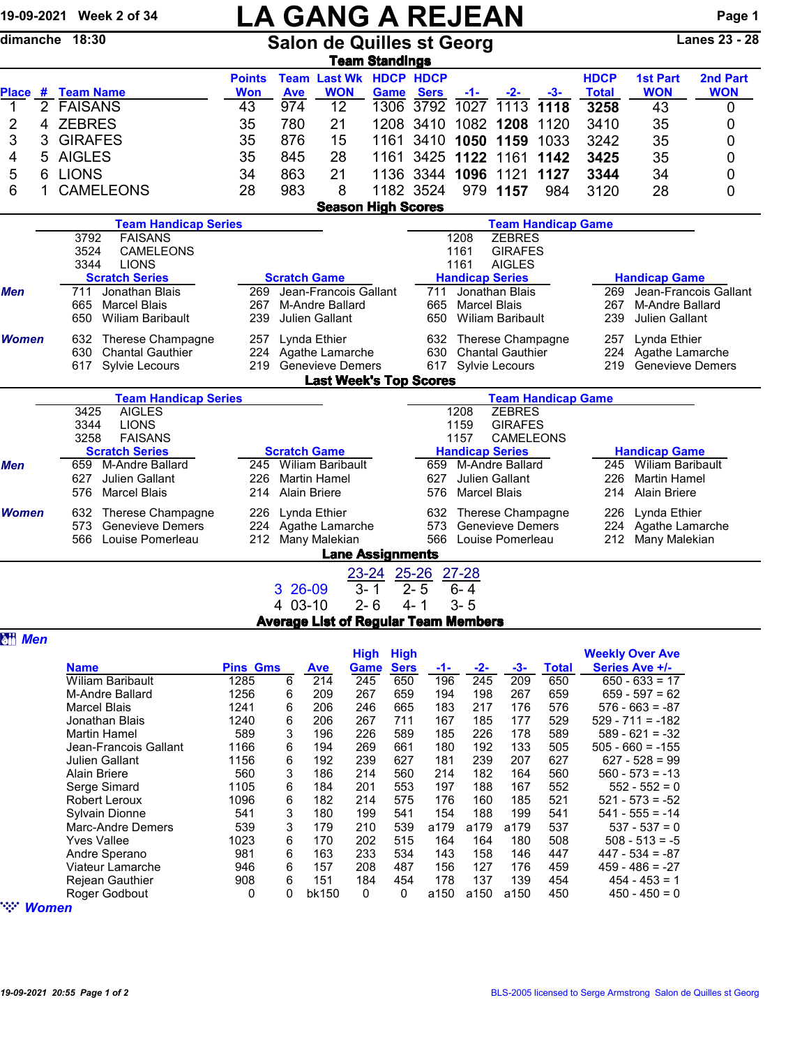19-09-2021 Week 2 of 34

# LA GANG A REJEAN

dimanche 18:30

## Salon de Quilles st Georg

Lanes 23 - 28

### Team Standings

| Place | # | Team Name | Points Won | Team Ave | Last Wk WON | HDCP Game | HDCP Sers | -1- | -2- | -3- | HDCP Total | 1st Part WON | 2nd Part WON |
|---|---|---|---|---|---|---|---|---|---|---|---|---|---|
| 1 | 2 | FAISANS | 43 | 974 | 12 | 1306 | 3792 | 1027 | 1113 | **1118** | **3258** | 43 | 0 |
| 2 | 4 | ZEBRES | 35 | 780 | 21 | 1208 | 3410 | 1082 | **1208** | 1120 | 3410 | 35 | 0 |
| 3 | 3 | GIRAFES | 35 | 876 | 15 | 1161 | 3410 | **1050** | **1159** | 1033 | 3242 | 35 | 0 |
| 4 | 5 | AIGLES | 35 | 845 | 28 | 1161 | 3425 | **1122** | 1161 | **1142** | **3425** | 35 | 0 |
| 5 | 6 | LIONS | 34 | 863 | 21 | 1136 | 3344 | **1096** | 1121 | **1127** | **3344** | 34 | 0 |
| 6 | 1 | CAMELEONS | 28 | 983 | 8 | 1182 | 3524 | 979 | **1157** | 984 | 3120 | 28 | 0 |

### Season High Scores

**Team Handicap Series**

| Score | Team |
|---|---|
| 3792 | FAISANS |
| 3524 | CAMELEONS |
| 3344 | LIONS |

**Team Handicap Game**

| Score | Team |
|---|---|
| 1208 | ZEBRES |
| 1161 | GIRAFES |
| 1161 | AIGLES |

| | Scratch Series | Scratch Game | Handicap Series | Handicap Game |
|---|---|---|---|---|
| *Men* | 711 Jonathan Blais | 269 Jean-Francois Gallant | 711 Jonathan Blais | 269 Jean-Francois Gallant |
| | 665 Marcel Blais | 267 M-Andre Ballard | 665 Marcel Blais | 267 M-Andre Ballard |
| | 650 Wiliam Baribault | 239 Julien Gallant | 650 Wiliam Baribault | 239 Julien Gallant |
| *Women* | 632 Therese Champagne | 257 Lynda Ethier | 632 Therese Champagne | 257 Lynda Ethier |
| | 630 Chantal Gauthier | 224 Agathe Lamarche | 630 Chantal Gauthier | 224 Agathe Lamarche |
| | 617 Sylvie Lecours | 219 Genevieve Demers | 617 Sylvie Lecours | 219 Genevieve Demers |

### Last Week's Top Scores

**Team Handicap Series**

| Score | Team |
|---|---|
| 3425 | AIGLES |
| 3344 | LIONS |
| 3258 | FAISANS |

**Team Handicap Game**

| Score | Team |
|---|---|
| 1208 | ZEBRES |
| 1159 | GIRAFES |
| 1157 | CAMELEONS |

| | Scratch Series | Scratch Game | Handicap Series | Handicap Game |
|---|---|---|---|---|
| *Men* | 659 M-Andre Ballard | 245 Wiliam Baribault | 659 M-Andre Ballard | 245 Wiliam Baribault |
| | 627 Julien Gallant | 226 Martin Hamel | 627 Julien Gallant | 226 Martin Hamel |
| | 576 Marcel Blais | 214 Alain Briere | 576 Marcel Blais | 214 Alain Briere |
| *Women* | 632 Therese Champagne | 226 Lynda Ethier | 632 Therese Champagne | 226 Lynda Ethier |
| | 573 Genevieve Demers | 224 Agathe Lamarche | 573 Genevieve Demers | 224 Agathe Lamarche |
| | 566 Louise Pomerleau | 212 Many Malekian | 566 Louise Pomerleau | 212 Many Malekian |

### Lane Assignments

| | | 23-24 | 25-26 | 27-28 |
|---|---|---|---|---|
| 3 | 26-09 | 3- 1 | 2- 5 | 6- 4 |
| 4 | 03-10 | 2- 6 | 4- 1 | 3- 5 |

### Average List of Regular Team Members

*Men*

| Name | Pins | Gms | Ave | High Game | High Sers | -1- | -2- | -3- | Total | Weekly Over Ave Series Ave +/- |
|---|---|---|---|---|---|---|---|---|---|---|
| Wiliam Baribault | 1285 | 6 | 214 | 245 | 650 | 196 | 245 | 209 | 650 | 650 - 633 = 17 |
| M-Andre Ballard | 1256 | 6 | 209 | 267 | 659 | 194 | 198 | 267 | 659 | 659 - 597 = 62 |
| Marcel Blais | 1241 | 6 | 206 | 246 | 665 | 183 | 217 | 176 | 576 | 576 - 663 = -87 |
| Jonathan Blais | 1240 | 6 | 206 | 267 | 711 | 167 | 185 | 177 | 529 | 529 - 711 = -182 |
| Martin Hamel | 589 | 3 | 196 | 226 | 589 | 185 | 226 | 178 | 589 | 589 - 621 = -32 |
| Jean-Francois Gallant | 1166 | 6 | 194 | 269 | 661 | 180 | 192 | 133 | 505 | 505 - 660 = -155 |
| Julien Gallant | 1156 | 6 | 192 | 239 | 627 | 181 | 239 | 207 | 627 | 627 - 528 = 99 |
| Alain Briere | 560 | 3 | 186 | 214 | 560 | 214 | 182 | 164 | 560 | 560 - 573 = -13 |
| Serge Simard | 1105 | 6 | 184 | 201 | 553 | 197 | 188 | 167 | 552 | 552 - 552 = 0 |
| Robert Leroux | 1096 | 6 | 182 | 214 | 575 | 176 | 160 | 185 | 521 | 521 - 573 = -52 |
| Sylvain Dionne | 541 | 3 | 180 | 199 | 541 | 154 | 188 | 199 | 541 | 541 - 555 = -14 |
| Marc-Andre Demers | 539 | 3 | 179 | 210 | 539 | a179 | a179 | a179 | 537 | 537 - 537 = 0 |
| Yves Vallee | 1023 | 6 | 170 | 202 | 515 | 164 | 164 | 180 | 508 | 508 - 513 = -5 |
| Andre Sperano | 981 | 6 | 163 | 233 | 534 | 143 | 158 | 146 | 447 | 447 - 534 = -87 |
| Viateur Lamarche | 946 | 6 | 157 | 208 | 487 | 156 | 127 | 176 | 459 | 459 - 486 = -27 |
| Rejean Gauthier | 908 | 6 | 151 | 184 | 454 | 178 | 137 | 139 | 454 | 454 - 453 = 1 |
| Roger Godbout | 0 | 0 | bk150 | 0 | 0 | a150 | a150 | a150 | 450 | 450 - 450 = 0 |

*Women*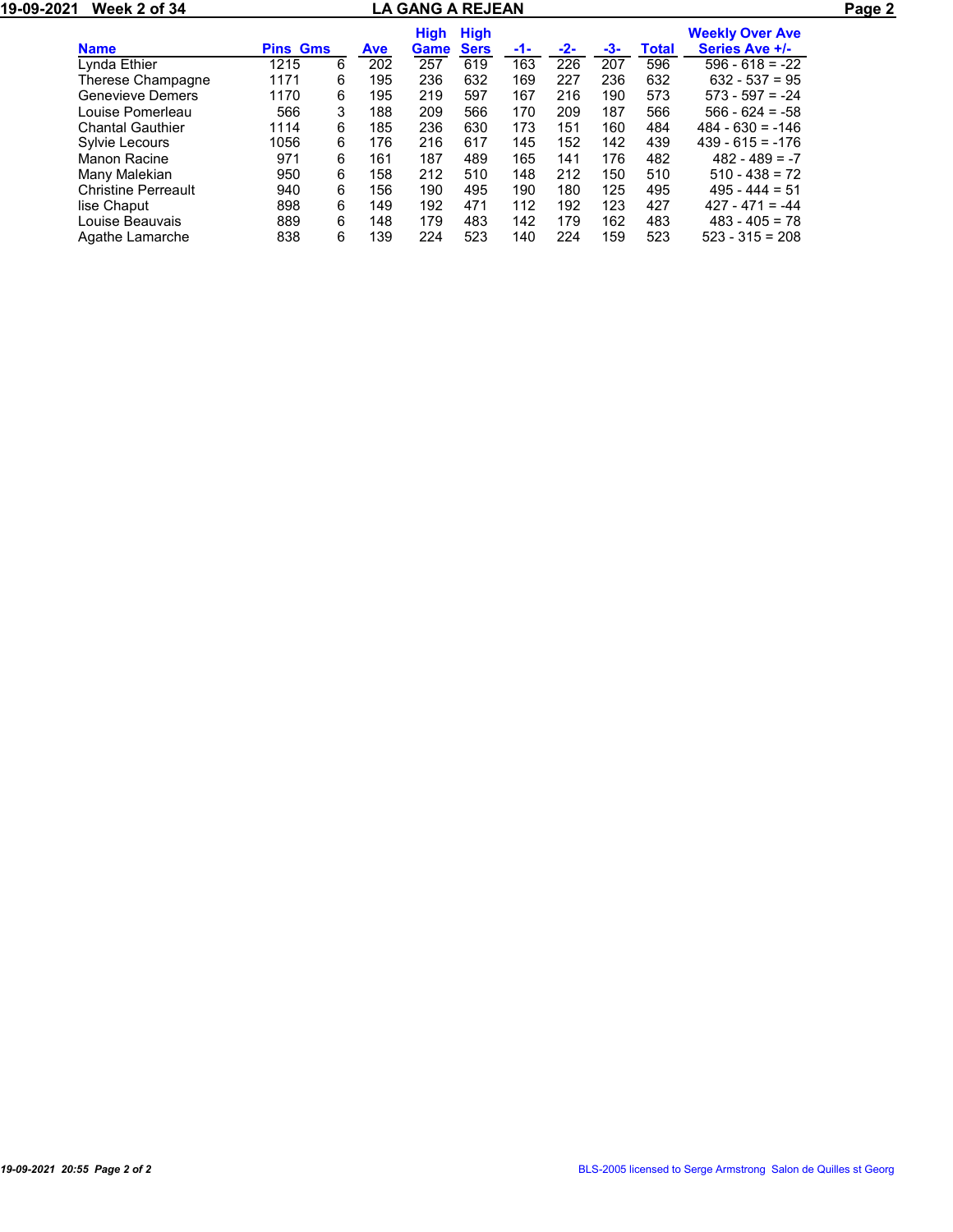# LA GANG A REJEAN

19-09-2021 Week 2 of 34

| Name | Pins | Gms | Ave | High Game | High Sers | -1- | -2- | -3- | Total | Weekly Over Ave Series Ave +/- |
|---|---|---|---|---|---|---|---|---|---|---|
| Lynda Ethier | 1215 | 6 | 202 | 257 | 619 | 163 | 226 | 207 | 596 | 596 - 618 = -22 |
| Therese Champagne | 1171 | 6 | 195 | 236 | 632 | 169 | 227 | 236 | 632 | 632 - 537 = 95 |
| Genevieve Demers | 1170 | 6 | 195 | 219 | 597 | 167 | 216 | 190 | 573 | 573 - 597 = -24 |
| Louise Pomerleau | 566 | 3 | 188 | 209 | 566 | 170 | 209 | 187 | 566 | 566 - 624 = -58 |
| Chantal Gauthier | 1114 | 6 | 185 | 236 | 630 | 173 | 151 | 160 | 484 | 484 - 630 = -146 |
| Sylvie Lecours | 1056 | 6 | 176 | 216 | 617 | 145 | 152 | 142 | 439 | 439 - 615 = -176 |
| Manon Racine | 971 | 6 | 161 | 187 | 489 | 165 | 141 | 176 | 482 | 482 - 489 = -7 |
| Many Malekian | 950 | 6 | 158 | 212 | 510 | 148 | 212 | 150 | 510 | 510 - 438 = 72 |
| Christine Perreault | 940 | 6 | 156 | 190 | 495 | 190 | 180 | 125 | 495 | 495 - 444 = 51 |
| lise Chaput | 898 | 6 | 149 | 192 | 471 | 112 | 192 | 123 | 427 | 427 - 471 = -44 |
| Louise Beauvais | 889 | 6 | 148 | 179 | 483 | 142 | 179 | 162 | 483 | 483 - 405 = 78 |
| Agathe Lamarche | 838 | 6 | 139 | 224 | 523 | 140 | 224 | 159 | 523 | 523 - 315 = 208 |

*19-09-2021 20:55*

BLS-2005 licensed to Serge Armstrong Salon de Quilles st Georg